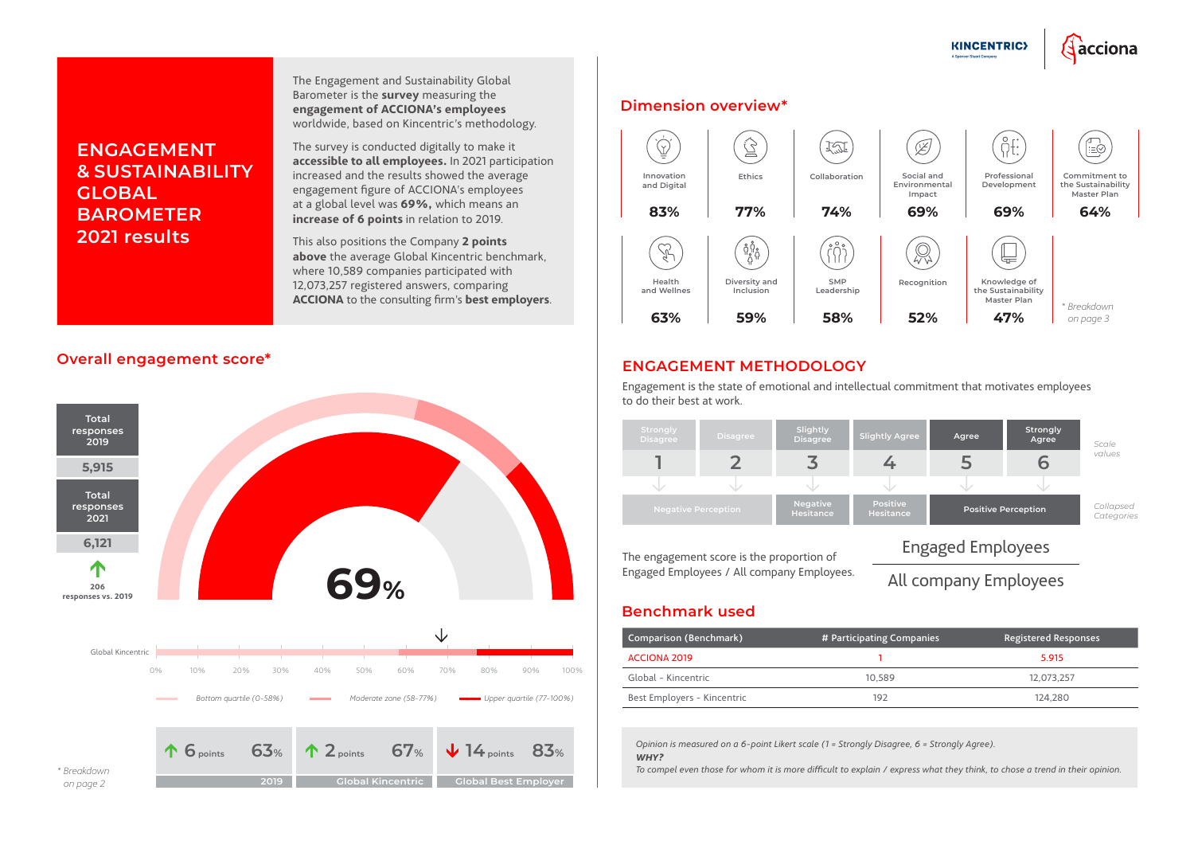# ENGAGEMENT & SUSTAINABILITY GLOBAL BAROMETER 2021 results

The Engagement and Sustainability Global Barometer is the **survey** measuring the **engagement of ACCIONA's employees** worldwide, based on Kincentric's methodology.

The survey is conducted digitally to make it **accessible to all employees.** In 2021 participation increased and the results showed the average engagement figure of ACCIONA's employees at a global level was **69%,** which means an **increase of 6 points** in relation to 2019.

This also positions the Company **2 points above** the average Global Kincentric benchmark, where 10,589 companies participated with 12,073,257 registered answers, comparing **ACCIONA** to the consulting firm's **best employers**.

## Overall engagement score*

| Total responses 2019 | Total responses 2021 |
|---|---|
| 5,915 | 6,121 |

↑ 206 responses vs. 2019

**69%**

Global Kincentric: 0% 10% 20% 30% 40% 50% 60% 70% 80% 90% 100%

Bottom quartile (0-58%) — Moderate zone (58-77%) — Upper quartile (77-100%)

| 2019 | Global Kincentric | Global Best Employer |
|---|---|---|
| ↑ 6 points — 63% | ↑ 2 points — 67% | ↓ 14 points — 83% |

*\* Breakdown on page 2*

## Dimension overview*

| Dimension | Score |
|---|---|
| Innovation and Digital | 83% |
| Ethics | 77% |
| Collaboration | 74% |
| Social and Environmental Impact | 69% |
| Professional Development | 69% |
| Commitment to the Sustainability Master Plan | 64% |
| Health and Wellnes | 63% |
| Diversity and Inclusion | 59% |
| SMP Leadership | 58% |
| Recognition | 52% |
| Knowledge of the Sustainability Master Plan | 47% |

*\* Breakdown on page 3*

## ENGAGEMENT METHODOLOGY

Engagement is the state of emotional and intellectual commitment that motivates employees to do their best at work.

| | Strongly Disagree | Disagree | Slightly Disagree | Slightly Agree | Agree | Strongly Agree |
|---|---|---|---|---|---|---|
| *Scale values* | 1 | 2 | 3 | 4 | 5 | 6 |
| *Collapsed Categories* | Negative Perception | | Negative Hesitance | Positive Hesitance | Positive Perception | |

The engagement score is the proportion of Engaged Employees / All company Employees.

$$\frac{\text{Engaged Employees}}{\text{All company Employees}}$$

## Benchmark used

| Comparison (Benchmark) | # Participating Companies | Registered Responses |
|---|---|---|
| ACCIONA 2019 | 1 | 5.915 |
| Global - Kincentric | 10,589 | 12,073,257 |
| Best Employers - Kincentric | 192 | 124,280 |

*Opinion is measured on a 6-point Likert scale (1 = Strongly Disagree, 6 = Strongly Agree).*
***WHY?***
*To compel even those for whom it is more difficult to explain / express what they think, to chose a trend in their opinion.*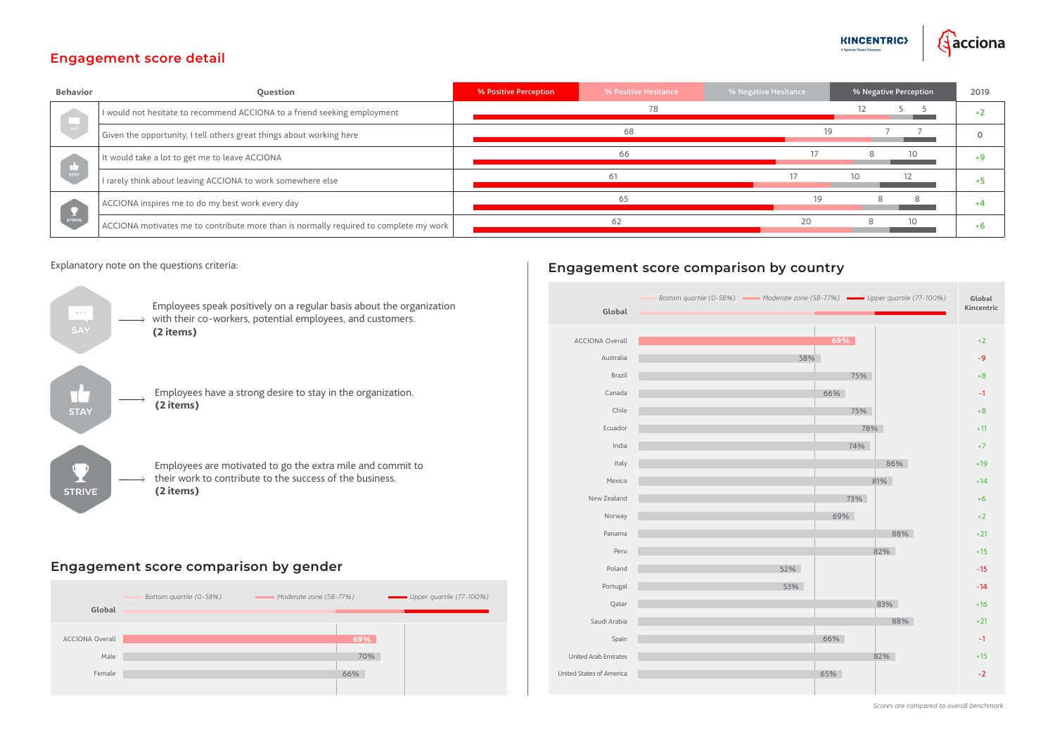## Engagement score detail

| Behavior | Question | % Positive Perception | % Positive Hesitance | % Negative Hesitance | % Negative Perception | 2019 |
|---|---|---|---|---|---|---|
| SAY | I would not hesitate to recommend ACCIONA to a friend seeking employment | 78 | 12 | 5 | 5 | +2 |
| | Given the opportunity, I tell others great things about working here | 68 | 19 | 7 | 7 | 0 |
| STAY | It would take a lot to get me to leave ACCIONA | 66 | 17 | 8 | 10 | +9 |
| | I rarely think about leaving ACCIONA to work somewhere else | 61 | 17 | 10 | 12 | +5 |
| STRIVE | ACCIONA inspires me to do my best work every day | 65 | 19 | 8 | 8 | +4 |
| | ACCIONA motivates me to contribute more than is normally required to complete my work | 62 | 20 | 8 | 10 | +6 |

Explanatory note on the questions criteria:

- **SAY** → Employees speak positively on a regular basis about the organization with their co-workers, potential employees, and customers. **(2 items)**
- **STAY** → Employees have a strong desire to stay in the organization. **(2 items)**
- **STRIVE** → Employees are motivated to go the extra mile and commit to their work to contribute to the success of the business. **(2 items)**

## Engagement score comparison by gender

Global: *Bottom quartile (0-58%)* / *Moderate zone (58-77%)* / *Upper quartile (77-100%)*

| | Score |
|---|---|
| ACCIONA Overall | 69% |
| Male | 70% |
| Female | 66% |

## Engagement score comparison by country

Global: *Bottom quartile (0-58%)* / *Moderate zone (58-77%)* / *Upper quartile (77-100%)*

| | Score | Global Kincentric |
|---|---|---|
| ACCIONA Overall | 69% | +2 |
| Australia | 58% | -9 |
| Brazil | 75% | +8 |
| Canada | 66% | -1 |
| Chile | 75% | +8 |
| Ecuador | 78% | +11 |
| India | 74% | +7 |
| Italy | 86% | +19 |
| Mexico | 81% | +14 |
| New Zealand | 73% | +6 |
| Norway | 69% | +2 |
| Panama | 88% | +21 |
| Peru | 82% | +15 |
| Poland | 52% | -15 |
| Portugal | 53% | -14 |
| Qatar | 83% | +16 |
| Saudi Arabia | 88% | +21 |
| Spain | 66% | -1 |
| United Arab Emirates | 82% | +15 |
| United States of America | 65% | -2 |

*Scores are compared to overall benchmark*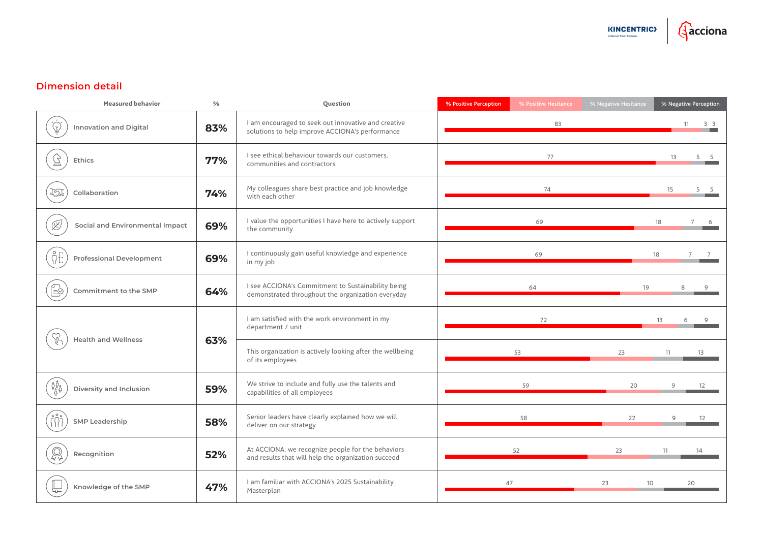## Dimension detail

| Measured behavior | % | Question | % Positive Perception | % Positive Hesitance | % Negative Hesitance | % Negative Perception |
|---|---|---|---|---|---|---|
| Innovation and Digital | 83% | I am encouraged to seek out innovative and creative solutions to help improve ACCIONA's performance | 83 | 11 | 3 | 3 |
| Ethics | 77% | I see ethical behaviour towards our customers, communities and contractors | 77 | 13 | 5 | 5 |
| Collaboration | 74% | My colleagues share best practice and job knowledge with each other | 74 | 15 | 5 | 5 |
| Social and Environmental Impact | 69% | I value the opportunities I have here to actively support the community | 69 | 18 | 7 | 6 |
| Professional Development | 69% | I continuously gain useful knowledge and experience in my job | 69 | 18 | 7 | 7 |
| Commitment to the SMP | 64% | I see ACCIONA's Commitment to Sustainability being demonstrated throughout the organization everyday | 64 | 19 | 8 | 9 |
| Health and Wellness | 63% | I am satisfied with the work environment in my department / unit | 72 | 13 | 6 | 9 |
| | | This organization is actively looking after the wellbeing of its employees | 53 | 23 | 11 | 13 |
| Diversity and Inclusion | 59% | We strive to include and fully use the talents and capabilities of all employees | 59 | 20 | 9 | 12 |
| SMP Leadership | 58% | Senior leaders have clearly explained how we will deliver on our strategy | 58 | 22 | 9 | 12 |
| Recognition | 52% | At ACCIONA, we recognize people for the behaviors and results that will help the organization succeed | 52 | 23 | 11 | 14 |
| Knowledge of the SMP | 47% | I am familiar with ACCIONA's 2025 Sustainability Masterplan | 47 | 23 | 10 | 20 |